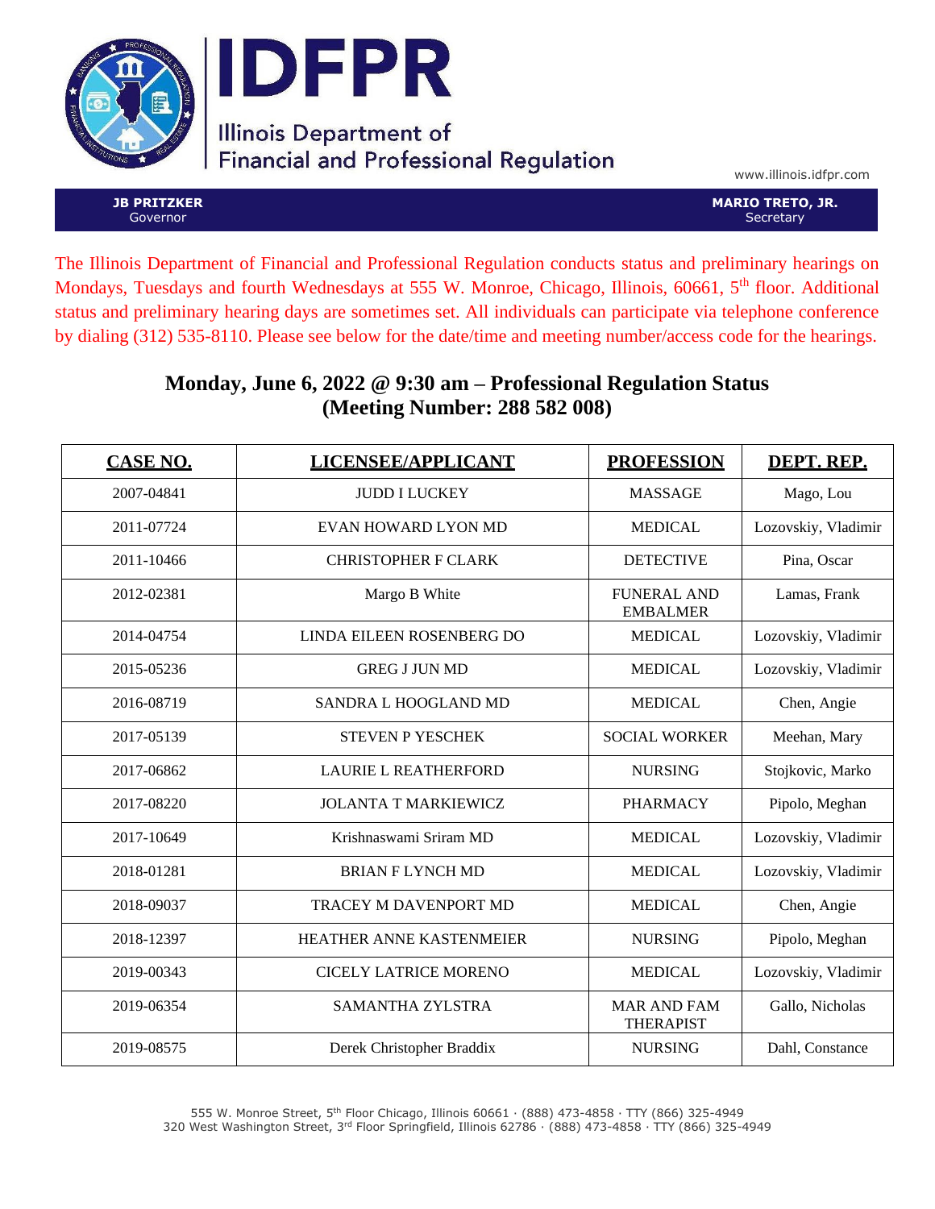# IDFPR

Illinois Department of Financial and Professional Regulation

www.illinois.idfpr.com

**JB PRITZKER**
Governor

**MARIO TRETO, JR.**
Secretary

The Illinois Department of Financial and Professional Regulation conducts status and preliminary hearings on Mondays, Tuesdays and fourth Wednesdays at 555 W. Monroe, Chicago, Illinois, 60661, 5th floor. Additional status and preliminary hearing days are sometimes set. All individuals can participate via telephone conference by dialing (312) 535-8110. Please see below for the date/time and meeting number/access code for the hearings.

## Monday, June 6, 2022 @ 9:30 am – Professional Regulation Status (Meeting Number: 288 582 008)

| CASE NO. | LICENSEE/APPLICANT | PROFESSION | DEPT. REP. |
|---|---|---|---|
| 2007-04841 | JUDD I LUCKEY | MASSAGE | Mago, Lou |
| 2011-07724 | EVAN HOWARD LYON MD | MEDICAL | Lozovskiy, Vladimir |
| 2011-10466 | CHRISTOPHER F CLARK | DETECTIVE | Pina, Oscar |
| 2012-02381 | Margo B White | FUNERAL AND EMBALMER | Lamas, Frank |
| 2014-04754 | LINDA EILEEN ROSENBERG DO | MEDICAL | Lozovskiy, Vladimir |
| 2015-05236 | GREG J JUN MD | MEDICAL | Lozovskiy, Vladimir |
| 2016-08719 | SANDRA L HOOGLAND MD | MEDICAL | Chen, Angie |
| 2017-05139 | STEVEN P YESCHEK | SOCIAL WORKER | Meehan, Mary |
| 2017-06862 | LAURIE L REATHERFORD | NURSING | Stojkovic, Marko |
| 2017-08220 | JOLANTA T MARKIEWICZ | PHARMACY | Pipolo, Meghan |
| 2017-10649 | Krishnaswami Sriram MD | MEDICAL | Lozovskiy, Vladimir |
| 2018-01281 | BRIAN F LYNCH MD | MEDICAL | Lozovskiy, Vladimir |
| 2018-09037 | TRACEY M DAVENPORT MD | MEDICAL | Chen, Angie |
| 2018-12397 | HEATHER ANNE KASTENMEIER | NURSING | Pipolo, Meghan |
| 2019-00343 | CICELY LATRICE MORENO | MEDICAL | Lozovskiy, Vladimir |
| 2019-06354 | SAMANTHA ZYLSTRA | MAR AND FAM THERAPIST | Gallo, Nicholas |
| 2019-08575 | Derek Christopher Braddix | NURSING | Dahl, Constance |

555 W. Monroe Street, 5th Floor Chicago, Illinois 60661 · (888) 473-4858 · TTY (866) 325-4949
320 West Washington Street, 3rd Floor Springfield, Illinois 62786 · (888) 473-4858 · TTY (866) 325-4949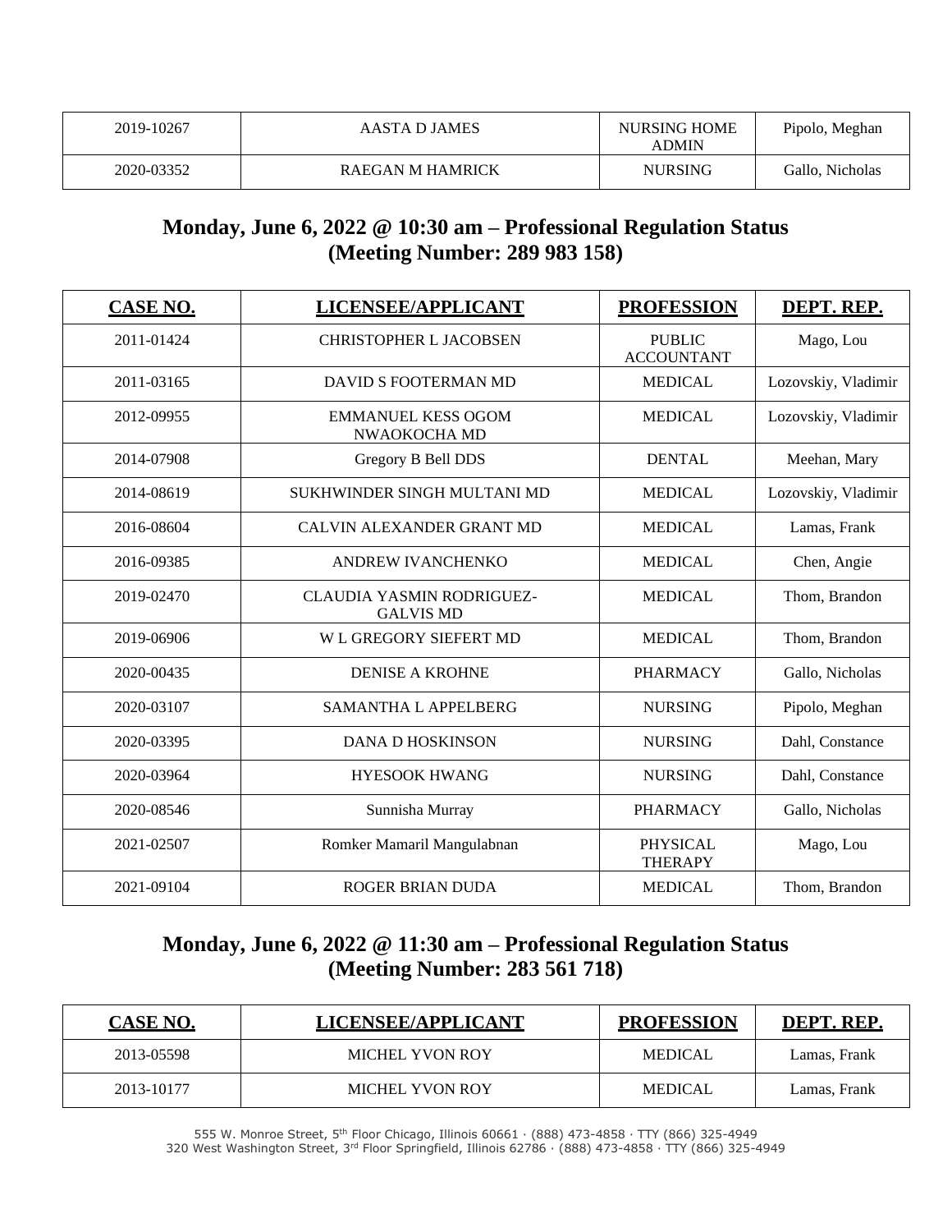| 2019-10267 | AASTA D JAMES | NURSING HOME ADMIN | Pipolo, Meghan |
|---|---|---|---|
| 2020-03352 | RAEGAN M HAMRICK | NURSING | Gallo, Nicholas |

## Monday, June 6, 2022 @ 10:30 am – Professional Regulation Status (Meeting Number: 289 983 158)

| CASE NO. | LICENSEE/APPLICANT | PROFESSION | DEPT. REP. |
|---|---|---|---|
| 2011-01424 | CHRISTOPHER L JACOBSEN | PUBLIC ACCOUNTANT | Mago, Lou |
| 2011-03165 | DAVID S FOOTERMAN MD | MEDICAL | Lozovskiy, Vladimir |
| 2012-09955 | EMMANUEL KESS OGOM NWAOKOCHA MD | MEDICAL | Lozovskiy, Vladimir |
| 2014-07908 | Gregory B Bell DDS | DENTAL | Meehan, Mary |
| 2014-08619 | SUKHWINDER SINGH MULTANI MD | MEDICAL | Lozovskiy, Vladimir |
| 2016-08604 | CALVIN ALEXANDER GRANT MD | MEDICAL | Lamas, Frank |
| 2016-09385 | ANDREW IVANCHENKO | MEDICAL | Chen, Angie |
| 2019-02470 | CLAUDIA YASMIN RODRIGUEZ-GALVIS MD | MEDICAL | Thom, Brandon |
| 2019-06906 | W L GREGORY SIEFERT MD | MEDICAL | Thom, Brandon |
| 2020-00435 | DENISE A KROHNE | PHARMACY | Gallo, Nicholas |
| 2020-03107 | SAMANTHA L APPELBERG | NURSING | Pipolo, Meghan |
| 2020-03395 | DANA D HOSKINSON | NURSING | Dahl, Constance |
| 2020-03964 | HYESOOK HWANG | NURSING | Dahl, Constance |
| 2020-08546 | Sunnisha Murray | PHARMACY | Gallo, Nicholas |
| 2021-02507 | Romker Mamaril Mangulabnan | PHYSICAL THERAPY | Mago, Lou |
| 2021-09104 | ROGER BRIAN DUDA | MEDICAL | Thom, Brandon |

## Monday, June 6, 2022 @ 11:30 am – Professional Regulation Status (Meeting Number: 283 561 718)

| CASE NO. | LICENSEE/APPLICANT | PROFESSION | DEPT. REP. |
|---|---|---|---|
| 2013-05598 | MICHEL YVON ROY | MEDICAL | Lamas, Frank |
| 2013-10177 | MICHEL YVON ROY | MEDICAL | Lamas, Frank |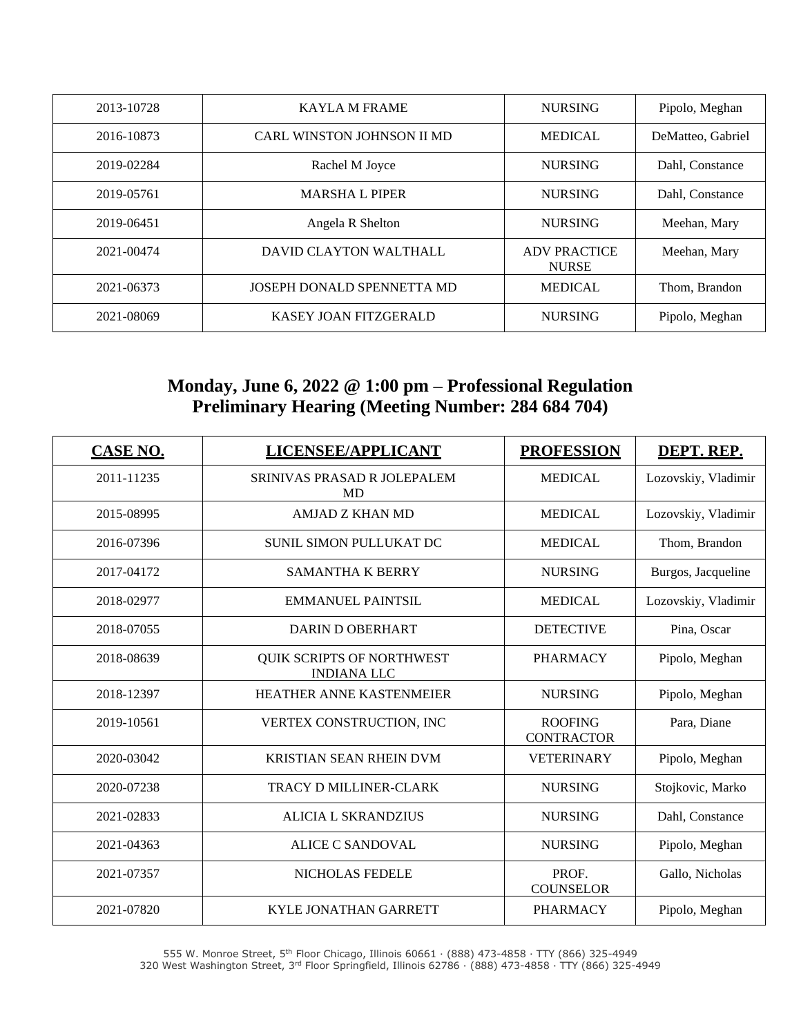| | | | |
|---|---|---|---|
| 2013-10728 | KAYLA M FRAME | NURSING | Pipolo, Meghan |
| 2016-10873 | CARL WINSTON JOHNSON II MD | MEDICAL | DeMatteo, Gabriel |
| 2019-02284 | Rachel M Joyce | NURSING | Dahl, Constance |
| 2019-05761 | MARSHA L PIPER | NURSING | Dahl, Constance |
| 2019-06451 | Angela R Shelton | NURSING | Meehan, Mary |
| 2021-00474 | DAVID CLAYTON WALTHALL | ADV PRACTICE NURSE | Meehan, Mary |
| 2021-06373 | JOSEPH DONALD SPENNETTA MD | MEDICAL | Thom, Brandon |
| 2021-08069 | KASEY JOAN FITZGERALD | NURSING | Pipolo, Meghan |

## Monday, June 6, 2022 @ 1:00 pm – Professional Regulation Preliminary Hearing (Meeting Number: 284 684 704)

| CASE NO. | LICENSEE/APPLICANT | PROFESSION | DEPT. REP. |
|---|---|---|---|
| 2011-11235 | SRINIVAS PRASAD R JOLEPALEM MD | MEDICAL | Lozovskiy, Vladimir |
| 2015-08995 | AMJAD Z KHAN MD | MEDICAL | Lozovskiy, Vladimir |
| 2016-07396 | SUNIL SIMON PULLUKAT DC | MEDICAL | Thom, Brandon |
| 2017-04172 | SAMANTHA K BERRY | NURSING | Burgos, Jacqueline |
| 2018-02977 | EMMANUEL PAINTSIL | MEDICAL | Lozovskiy, Vladimir |
| 2018-07055 | DARIN D OBERHART | DETECTIVE | Pina, Oscar |
| 2018-08639 | QUIK SCRIPTS OF NORTHWEST INDIANA LLC | PHARMACY | Pipolo, Meghan |
| 2018-12397 | HEATHER ANNE KASTENMEIER | NURSING | Pipolo, Meghan |
| 2019-10561 | VERTEX CONSTRUCTION, INC | ROOFING CONTRACTOR | Para, Diane |
| 2020-03042 | KRISTIAN SEAN RHEIN DVM | VETERINARY | Pipolo, Meghan |
| 2020-07238 | TRACY D MILLINER-CLARK | NURSING | Stojkovic, Marko |
| 2021-02833 | ALICIA L SKRANDZIUS | NURSING | Dahl, Constance |
| 2021-04363 | ALICE C SANDOVAL | NURSING | Pipolo, Meghan |
| 2021-07357 | NICHOLAS FEDELE | PROF. COUNSELOR | Gallo, Nicholas |
| 2021-07820 | KYLE JONATHAN GARRETT | PHARMACY | Pipolo, Meghan |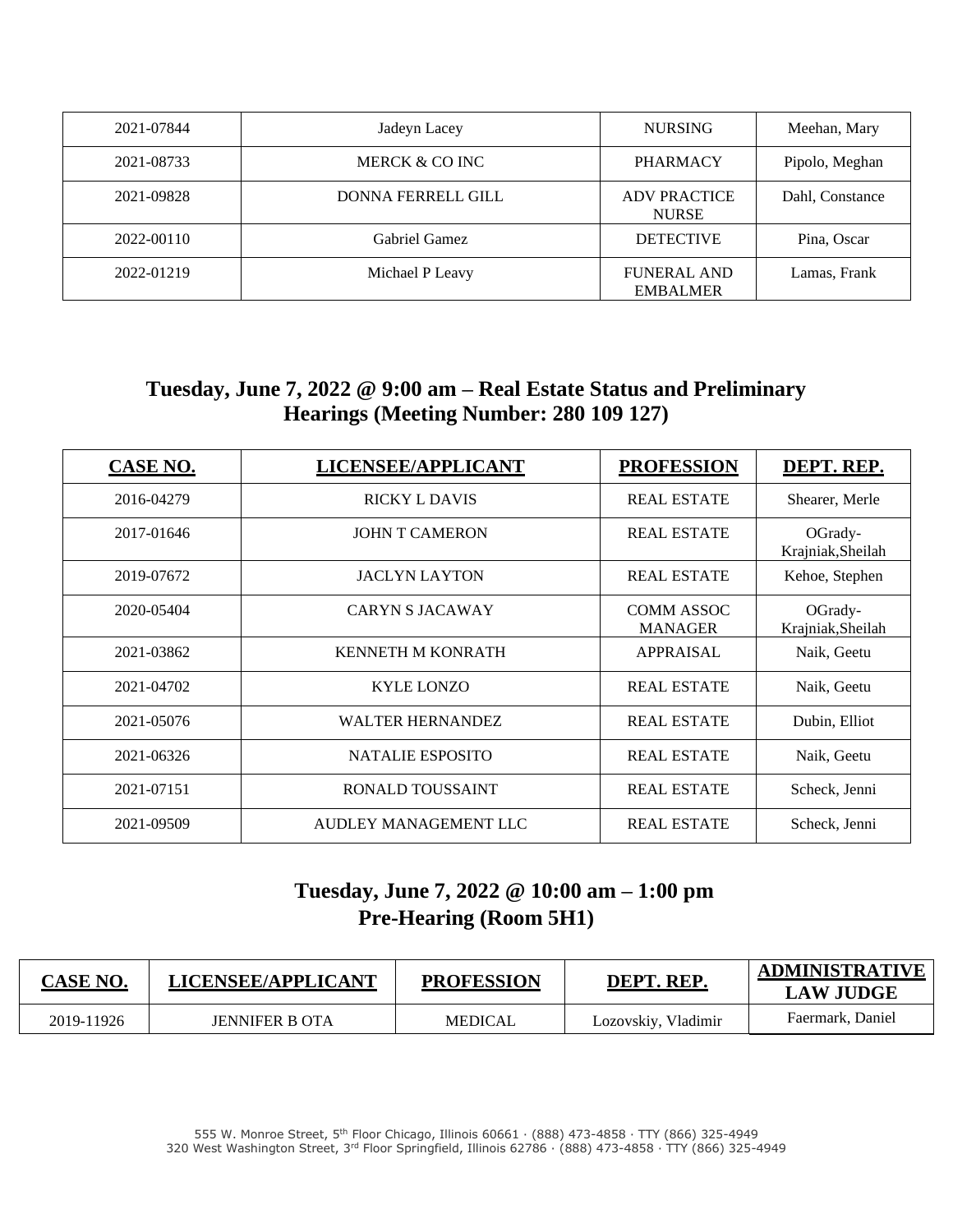| | | | |
|---|---|---|---|
| 2021-07844 | Jadeyn Lacey | NURSING | Meehan, Mary |
| 2021-08733 | MERCK & CO INC | PHARMACY | Pipolo, Meghan |
| 2021-09828 | DONNA FERRELL GILL | ADV PRACTICE NURSE | Dahl, Constance |
| 2022-00110 | Gabriel Gamez | DETECTIVE | Pina, Oscar |
| 2022-01219 | Michael P Leavy | FUNERAL AND EMBALMER | Lamas, Frank |

## Tuesday, June 7, 2022 @ 9:00 am – Real Estate Status and Preliminary Hearings (Meeting Number: 280 109 127)

| CASE NO. | LICENSEE/APPLICANT | PROFESSION | DEPT. REP. |
|---|---|---|---|
| 2016-04279 | RICKY L DAVIS | REAL ESTATE | Shearer, Merle |
| 2017-01646 | JOHN T CAMERON | REAL ESTATE | OGrady-Krajniak,Sheilah |
| 2019-07672 | JACLYN LAYTON | REAL ESTATE | Kehoe, Stephen |
| 2020-05404 | CARYN S JACAWAY | COMM ASSOC MANAGER | OGrady-Krajniak,Sheilah |
| 2021-03862 | KENNETH M KONRATH | APPRAISAL | Naik, Geetu |
| 2021-04702 | KYLE LONZO | REAL ESTATE | Naik, Geetu |
| 2021-05076 | WALTER HERNANDEZ | REAL ESTATE | Dubin, Elliot |
| 2021-06326 | NATALIE ESPOSITO | REAL ESTATE | Naik, Geetu |
| 2021-07151 | RONALD TOUSSAINT | REAL ESTATE | Scheck, Jenni |
| 2021-09509 | AUDLEY MANAGEMENT LLC | REAL ESTATE | Scheck, Jenni |

## Tuesday, June 7, 2022 @ 10:00 am – 1:00 pm Pre-Hearing (Room 5H1)

| CASE NO. | LICENSEE/APPLICANT | PROFESSION | DEPT. REP. | ADMINISTRATIVE LAW JUDGE |
|---|---|---|---|---|
| 2019-11926 | JENNIFER B OTA | MEDICAL | Lozovskiy, Vladimir | Faermark, Daniel |

555 W. Monroe Street, 5th Floor Chicago, Illinois 60661 · (888) 473-4858 · TTY (866) 325-4949
320 West Washington Street, 3rd Floor Springfield, Illinois 62786 · (888) 473-4858 · TTY (866) 325-4949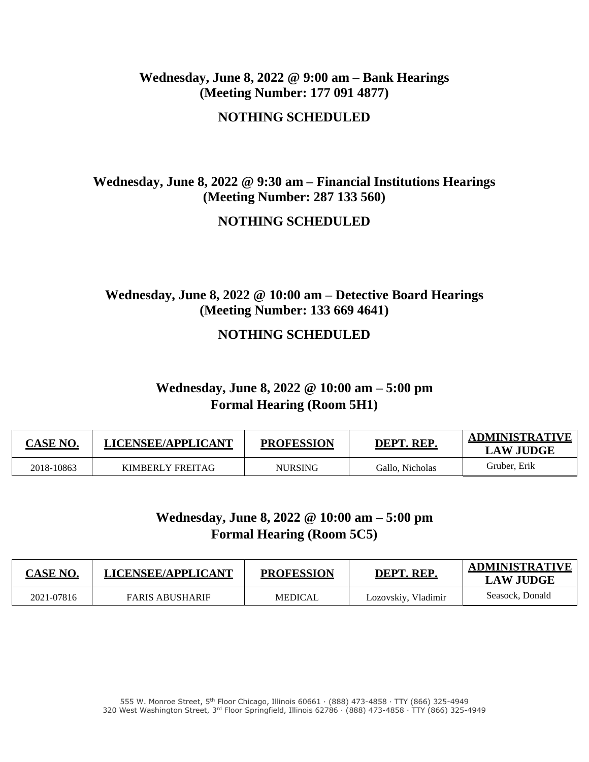**Wednesday, June 8, 2022 @ 9:00 am – Bank Hearings**
**(Meeting Number: 177 091 4877)**

**NOTHING SCHEDULED**

**Wednesday, June 8, 2022 @ 9:30 am – Financial Institutions Hearings**
**(Meeting Number: 287 133 560)**

**NOTHING SCHEDULED**

**Wednesday, June 8, 2022 @ 10:00 am – Detective Board Hearings**
**(Meeting Number: 133 669 4641)**

**NOTHING SCHEDULED**

**Wednesday, June 8, 2022 @ 10:00 am – 5:00 pm**
**Formal Hearing (Room 5H1)**

| CASE NO. | LICENSEE/APPLICANT | PROFESSION | DEPT. REP. | ADMINISTRATIVE LAW JUDGE |
|---|---|---|---|---|
| 2018-10863 | KIMBERLY FREITAG | NURSING | Gallo, Nicholas | Gruber, Erik |

**Wednesday, June 8, 2022 @ 10:00 am – 5:00 pm**
**Formal Hearing (Room 5C5)**

| CASE NO. | LICENSEE/APPLICANT | PROFESSION | DEPT. REP. | ADMINISTRATIVE LAW JUDGE |
|---|---|---|---|---|
| 2021-07816 | FARIS ABUSHARIF | MEDICAL | Lozovskiy, Vladimir | Seasock, Donald |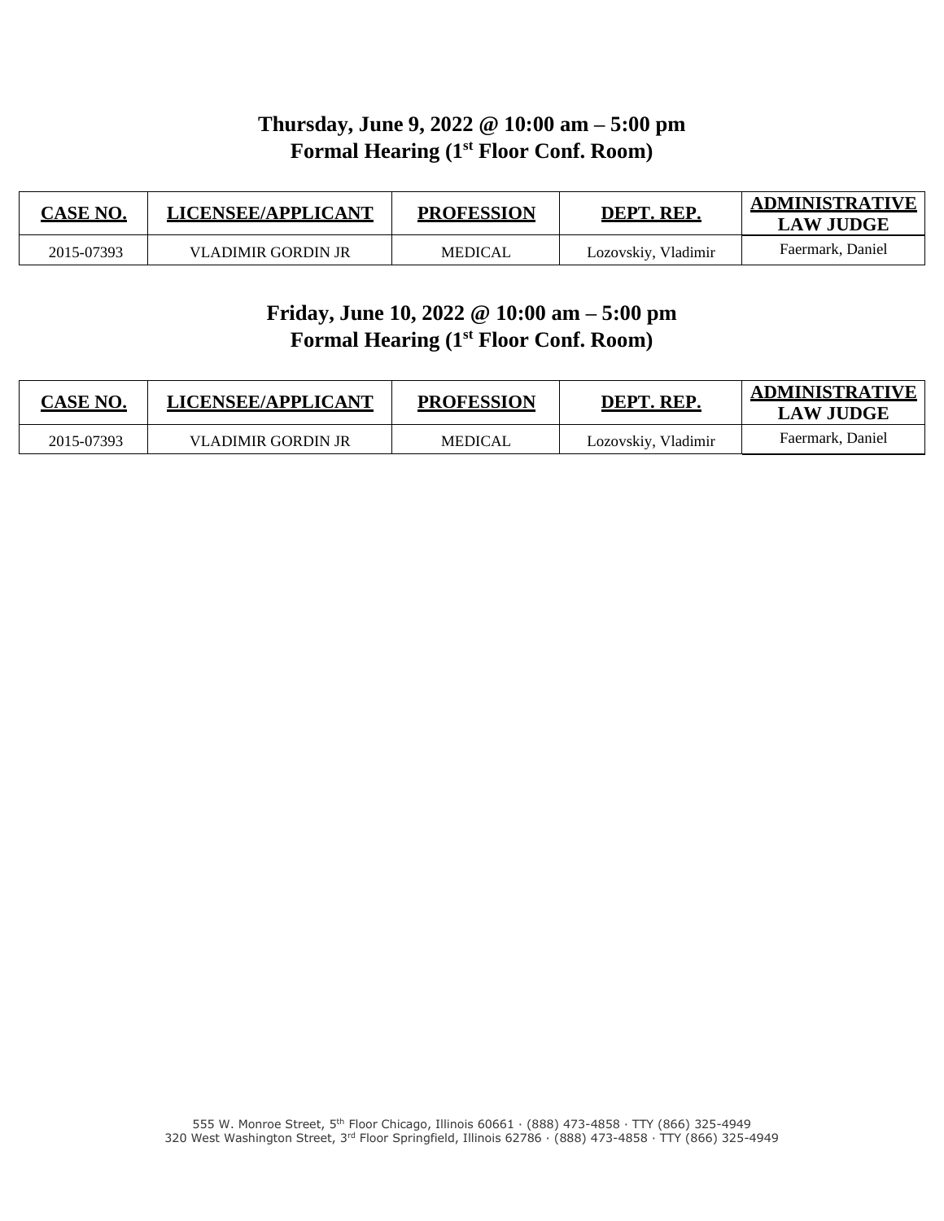**Thursday, June 9, 2022 @ 10:00 am – 5:00 pm**
**Formal Hearing (1st Floor Conf. Room)**

| CASE NO. | LICENSEE/APPLICANT | PROFESSION | DEPT. REP. | ADMINISTRATIVE LAW JUDGE |
|---|---|---|---|---|
| 2015-07393 | VLADIMIR GORDIN JR | MEDICAL | Lozovskiy, Vladimir | Faermark, Daniel |

**Friday, June 10, 2022 @ 10:00 am – 5:00 pm**
**Formal Hearing (1st Floor Conf. Room)**

| CASE NO. | LICENSEE/APPLICANT | PROFESSION | DEPT. REP. | ADMINISTRATIVE LAW JUDGE |
|---|---|---|---|---|
| 2015-07393 | VLADIMIR GORDIN JR | MEDICAL | Lozovskiy, Vladimir | Faermark, Daniel |